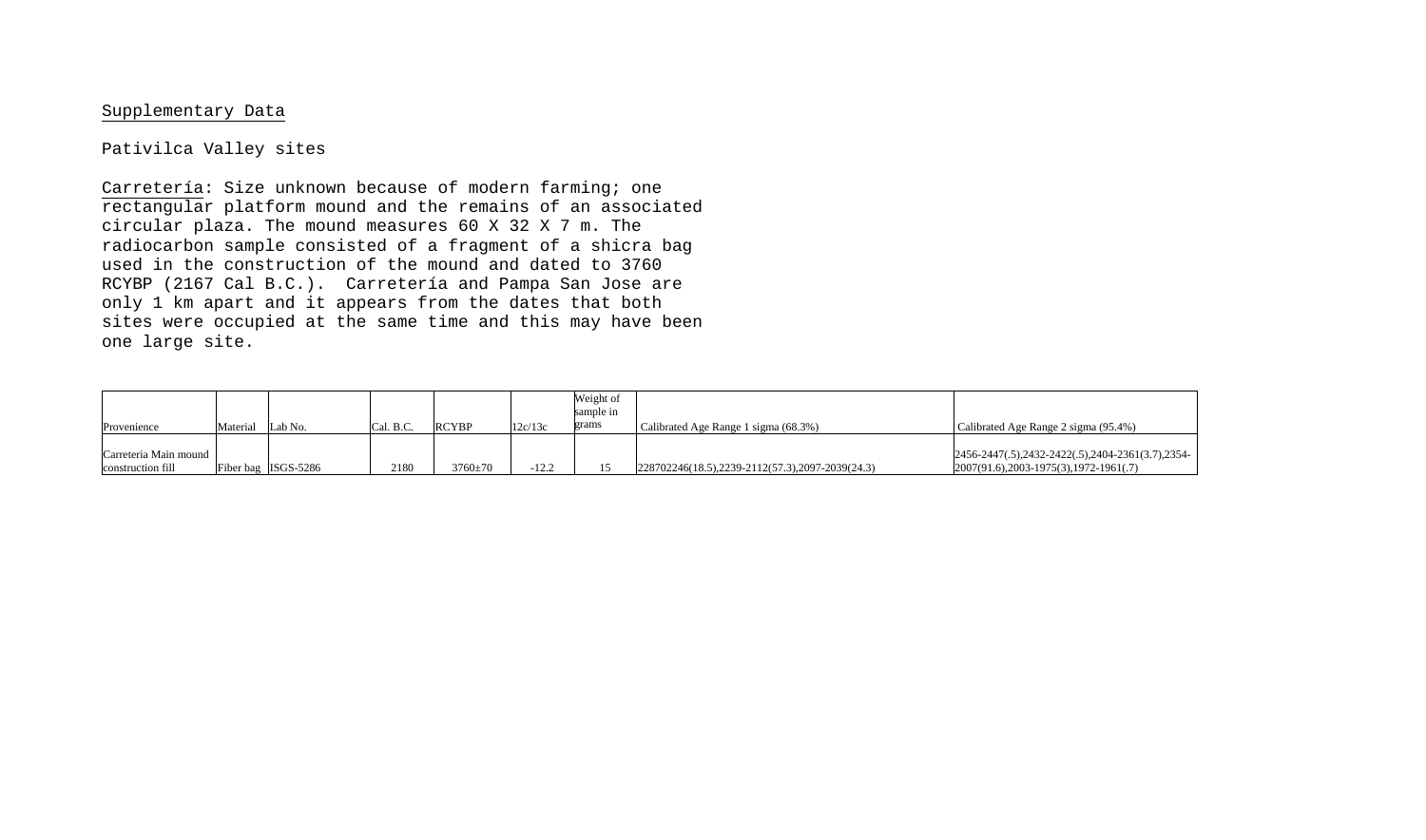Supplementary Data

Pativilca Valley sites

Carretería: Size unknown because of modern farming; one rectangular platform mound and the remains of an associated circular plaza. The mound measures 60 X 32 X 7 m. The radiocarbon sample consisted of a fragment of a shicra bag used in the construction of the mound and dated to 3760 RCYBP (2167 Cal B.C.). Carretería and Pampa San Jose are only 1 km apart and it appears from the dates that both sites were occupied at the same time and this may have been one large site.

| Provenience | Material | Lab No. | Cal. B.C. | RCYBP | 12c/13c | Weight of sample in grams | Calibrated Age Range 1 sigma (68.3%) | Calibrated Age Range 2 sigma (95.4%) |
|---|---|---|---|---|---|---|---|---|
| Carreteria Main mound construction fill | Fiber bag | ISGS-5286 | 2180 | 3760±70 | -12.2 | 15 | 228702246(18.5),2239-2112(57.3),2097-2039(24.3) | 2456-2447(.5),2432-2422(.5),2404-2361(3.7),2354-2007(91.6),2003-1975(3),1972-1961(.7) |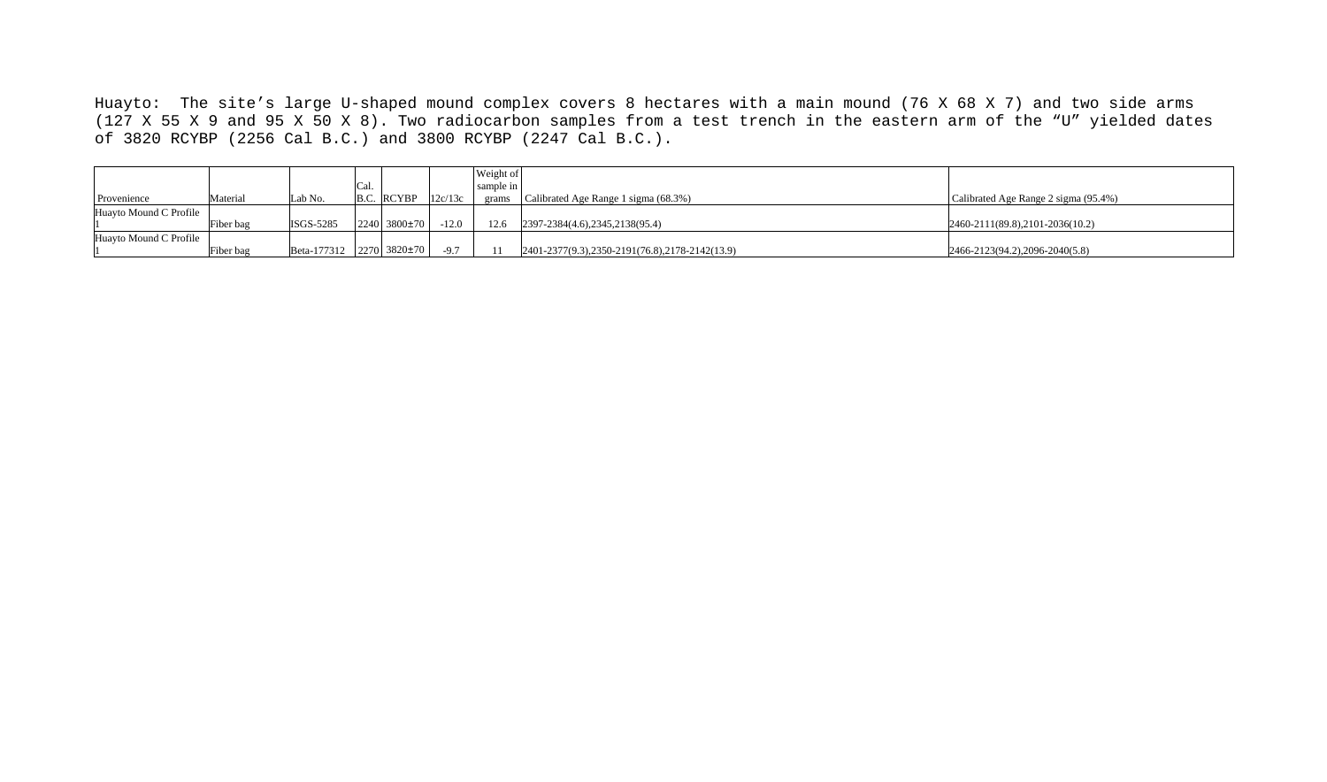Huayto: The site's large U-shaped mound complex covers 8 hectares with a main mound (76 X 68 X 7) and two side arms (127 X 55 X 9 and 95 X 50 X 8). Two radiocarbon samples from a test trench in the eastern arm of the "U" yielded dates of 3820 RCYBP (2256 Cal B.C.) and 3800 RCYBP (2247 Cal B.C.).

| Provenience | Material | Lab No. | Cal. B.C. | RCYBP | 12c/13c | Weight of sample in grams | Calibrated Age Range 1 sigma (68.3%) | Calibrated Age Range 2 sigma (95.4%) |
|---|---|---|---|---|---|---|---|---|
| Huayto Mound C Profile 1 | Fiber bag | ISGS-5285 | 2240 | 3800±70 | -12.0 | 12.6 | 2397-2384(4.6),2345,2138(95.4) | 2460-2111(89.8),2101-2036(10.2) |
| Huayto Mound C Profile 1 | Fiber bag | Beta-177312 | 2270 | 3820±70 | -9.7 | 11 | 2401-2377(9.3),2350-2191(76.8),2178-2142(13.9) | 2466-2123(94.2),2096-2040(5.8) |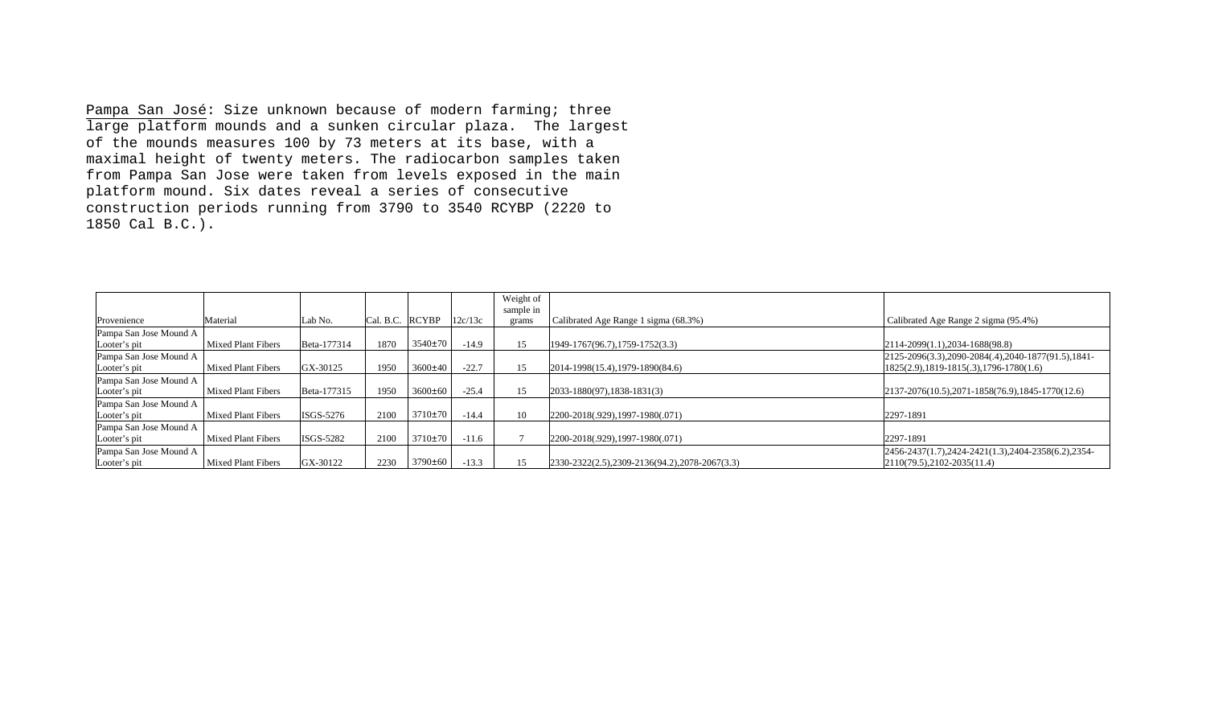<u>Pampa San José</u>: Size unknown because of modern farming; three large platform mounds and a sunken circular plaza. The largest of the mounds measures 100 by 73 meters at its base, with a maximal height of twenty meters. The radiocarbon samples taken from Pampa San Jose were taken from levels exposed in the main platform mound. Six dates reveal a series of consecutive construction periods running from 3790 to 3540 RCYBP (2220 to 1850 Cal B.C.).

| Provenience | Material | Lab No. | Cal. B.C. | RCYBP | 12c/13c | Weight of sample in grams | Calibrated Age Range 1 sigma (68.3%) | Calibrated Age Range 2 sigma (95.4%) |
|---|---|---|---|---|---|---|---|---|
| Pampa San Jose Mound A Looter's pit | Mixed Plant Fibers | Beta-177314 | 1870 | 3540±70 | -14.9 | 15 | 1949-1767(96.7),1759-1752(3.3) | 2114-2099(1.1),2034-1688(98.8) |
| Pampa San Jose Mound A Looter's pit | Mixed Plant Fibers | GX-30125 | 1950 | 3600±40 | -22.7 | 15 | 2014-1998(15.4),1979-1890(84.6) | 2125-2096(3.3),2090-2084(.4),2040-1877(91.5),1841-1825(2.9),1819-1815(.3),1796-1780(1.6) |
| Pampa San Jose Mound A Looter's pit | Mixed Plant Fibers | Beta-177315 | 1950 | 3600±60 | -25.4 | 15 | 2033-1880(97),1838-1831(3) | 2137-2076(10.5),2071-1858(76.9),1845-1770(12.6) |
| Pampa San Jose Mound A Looter's pit | Mixed Plant Fibers | ISGS-5276 | 2100 | 3710±70 | -14.4 | 10 | 2200-2018(.929),1997-1980(.071) | 2297-1891 |
| Pampa San Jose Mound A Looter's pit | Mixed Plant Fibers | ISGS-5282 | 2100 | 3710±70 | -11.6 | 7 | 2200-2018(.929),1997-1980(.071) | 2297-1891 |
| Pampa San Jose Mound A Looter's pit | Mixed Plant Fibers | GX-30122 | 2230 | 3790±60 | -13.3 | 15 | 2330-2322(2.5),2309-2136(94.2),2078-2067(3.3) | 2456-2437(1.7),2424-2421(1.3),2404-2358(6.2),2354-2110(79.5),2102-2035(11.4) |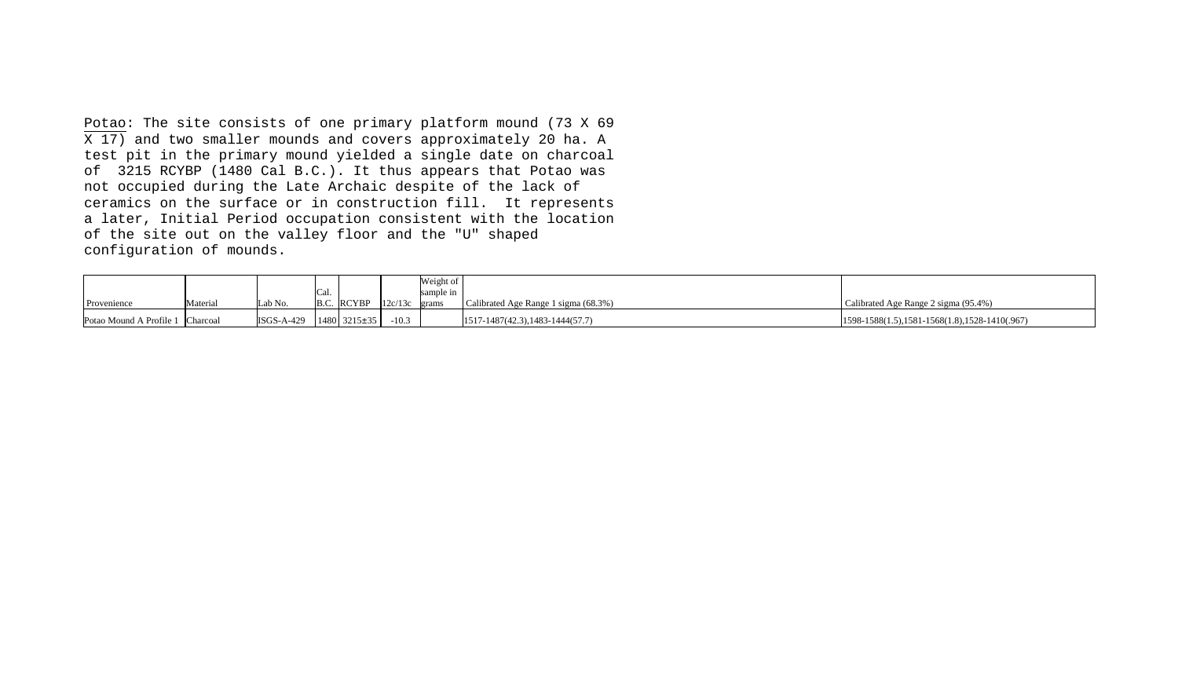<u>Potao</u>: The site consists of one primary platform mound (73 X 69 X 17) and two smaller mounds and covers approximately 20 ha. A test pit in the primary mound yielded a single date on charcoal of 3215 RCYBP (1480 Cal B.C.). It thus appears that Potao was not occupied during the Late Archaic despite of the lack of ceramics on the surface or in construction fill. It represents a later, Initial Period occupation consistent with the location of the site out on the valley floor and the "U" shaped configuration of mounds.

| Provenience | Material | Lab No. | Cal. B.C. | RCYBP | 12c/13c | Weight of sample in grams | Calibrated Age Range 1 sigma (68.3%) | Calibrated Age Range 2 sigma (95.4%) |
|---|---|---|---|---|---|---|---|---|
| Potao Mound A Profile 1 | Charcoal | ISGS-A-429 | 1480 | 3215±35 | -10.3 | | 1517-1487(42.3),1483-1444(57.7) | 1598-1588(1.5),1581-1568(1.8),1528-1410(.967) |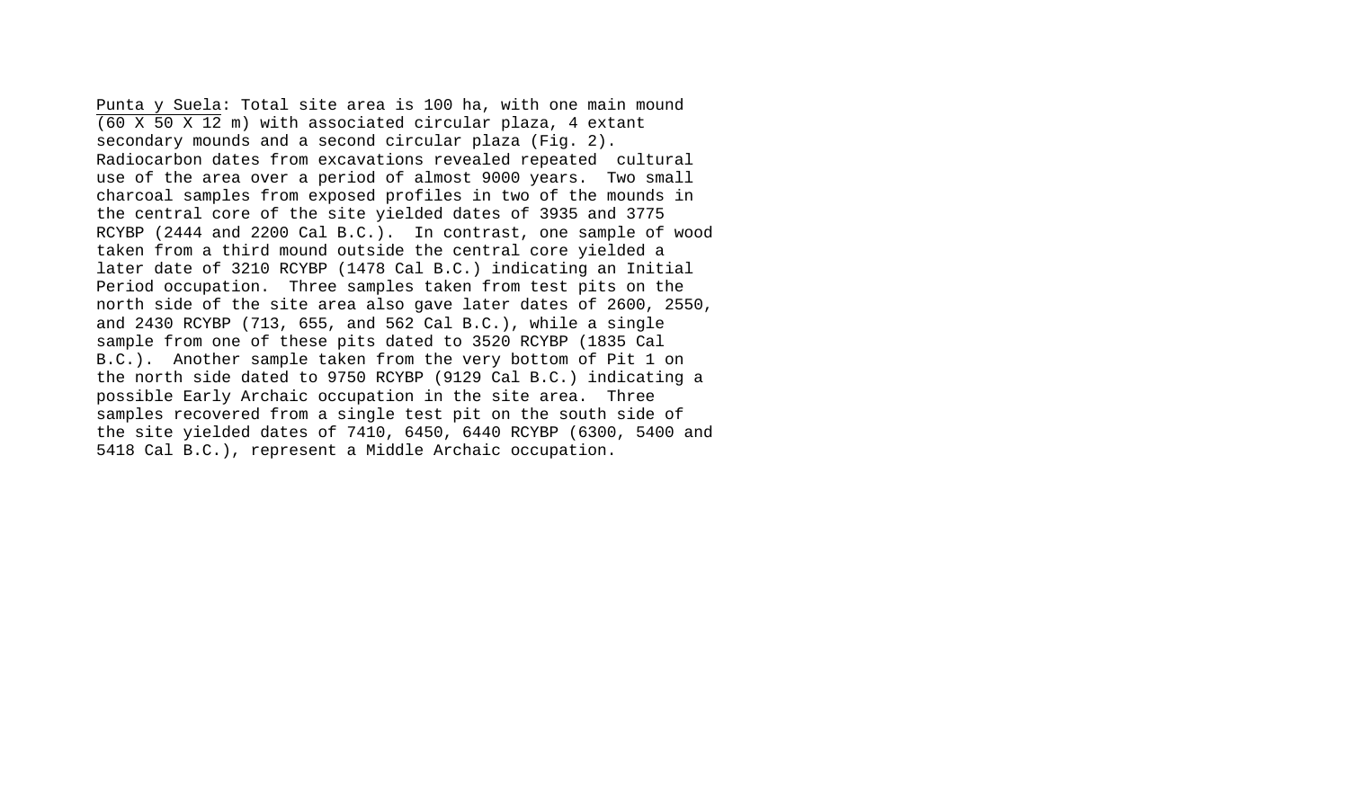<u>Punta y Suela</u>: Total site area is 100 ha, with one main mound (60 X 50 X 12 m) with associated circular plaza, 4 extant secondary mounds and a second circular plaza (Fig. 2). Radiocarbon dates from excavations revealed repeated cultural use of the area over a period of almost 9000 years. Two small charcoal samples from exposed profiles in two of the mounds in the central core of the site yielded dates of 3935 and 3775 RCYBP (2444 and 2200 Cal B.C.). In contrast, one sample of wood taken from a third mound outside the central core yielded a later date of 3210 RCYBP (1478 Cal B.C.) indicating an Initial Period occupation. Three samples taken from test pits on the north side of the site area also gave later dates of 2600, 2550, and 2430 RCYBP (713, 655, and 562 Cal B.C.), while a single sample from one of these pits dated to 3520 RCYBP (1835 Cal B.C.). Another sample taken from the very bottom of Pit 1 on the north side dated to 9750 RCYBP (9129 Cal B.C.) indicating a possible Early Archaic occupation in the site area. Three samples recovered from a single test pit on the south side of the site yielded dates of 7410, 6450, 6440 RCYBP (6300, 5400 and 5418 Cal B.C.), represent a Middle Archaic occupation.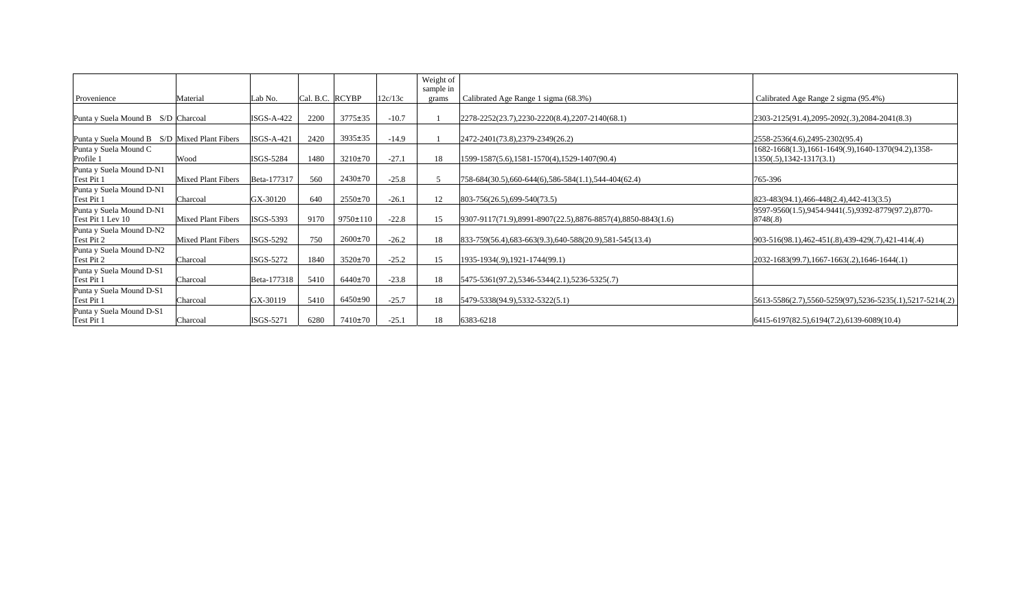| Provenience | Material | Lab No. | Cal. B.C. | RCYBP | 12c/13c | Weight of sample in grams | Calibrated Age Range 1 sigma (68.3%) | Calibrated Age Range 2 sigma (95.4%) |
|---|---|---|---|---|---|---|---|---|
| Punta y Suela Mound B S/D | Charcoal | ISGS-A-422 | 2200 | 3775±35 | -10.7 | 1 | 2278-2252(23.7),2230-2220(8.4),2207-2140(68.1) | 2303-2125(91.4),2095-2092(.3),2084-2041(8.3) |
| Punta y Suela Mound B S/D | Mixed Plant Fibers | ISGS-A-421 | 2420 | 3935±35 | -14.9 | 1 | 2472-2401(73.8),2379-2349(26.2) | 2558-2536(4.6),2495-2302(95.4) |
| Punta y Suela Mound C Profile 1 | Wood | ISGS-5284 | 1480 | 3210±70 | -27.1 | 18 | 1599-1587(5.6),1581-1570(4),1529-1407(90.4) | 1682-1668(1.3),1661-1649(.9),1640-1370(94.2),1358-1350(.5),1342-1317(3.1) |
| Punta y Suela Mound D-N1 Test Pit 1 | Mixed Plant Fibers | Beta-177317 | 560 | 2430±70 | -25.8 | 5 | 758-684(30.5),660-644(6),586-584(1.1),544-404(62.4) | 765-396 |
| Punta y Suela Mound D-N1 Test Pit 1 | Charcoal | GX-30120 | 640 | 2550±70 | -26.1 | 12 | 803-756(26.5),699-540(73.5) | 823-483(94.1),466-448(2.4),442-413(3.5) |
| Punta y Suela Mound D-N1 Test Pit 1 Lev 10 | Mixed Plant Fibers | ISGS-5393 | 9170 | 9750±110 | -22.8 | 15 | 9307-9117(71.9),8991-8907(22.5),8876-8857(4),8850-8843(1.6) | 9597-9560(1.5),9454-9441(.5),9392-8779(97.2),8770-8748(.8) |
| Punta y Suela Mound D-N2 Test Pit 2 | Mixed Plant Fibers | ISGS-5292 | 750 | 2600±70 | -26.2 | 18 | 833-759(56.4),683-663(9.3),640-588(20.9),581-545(13.4) | 903-516(98.1),462-451(.8),439-429(.7),421-414(.4) |
| Punta y Suela Mound D-N2 Test Pit 2 | Charcoal | ISGS-5272 | 1840 | 3520±70 | -25.2 | 15 | 1935-1934(.9),1921-1744(99.1) | 2032-1683(99.7),1667-1663(.2),1646-1644(.1) |
| Punta y Suela Mound D-S1 Test Pit 1 | Charcoal | Beta-177318 | 5410 | 6440±70 | -23.8 | 18 | 5475-5361(97.2),5346-5344(2.1),5236-5325(.7) | |
| Punta y Suela Mound D-S1 Test Pit 1 | Charcoal | GX-30119 | 5410 | 6450±90 | -25.7 | 18 | 5479-5338(94.9),5332-5322(5.1) | 5613-5586(2.7),5560-5259(97),5236-5235(.1),5217-5214(.2) |
| Punta y Suela Mound D-S1 Test Pit 1 | Charcoal | ISGS-5271 | 6280 | 7410±70 | -25.1 | 18 | 6383-6218 | 6415-6197(82.5),6194(7.2),6139-6089(10.4) |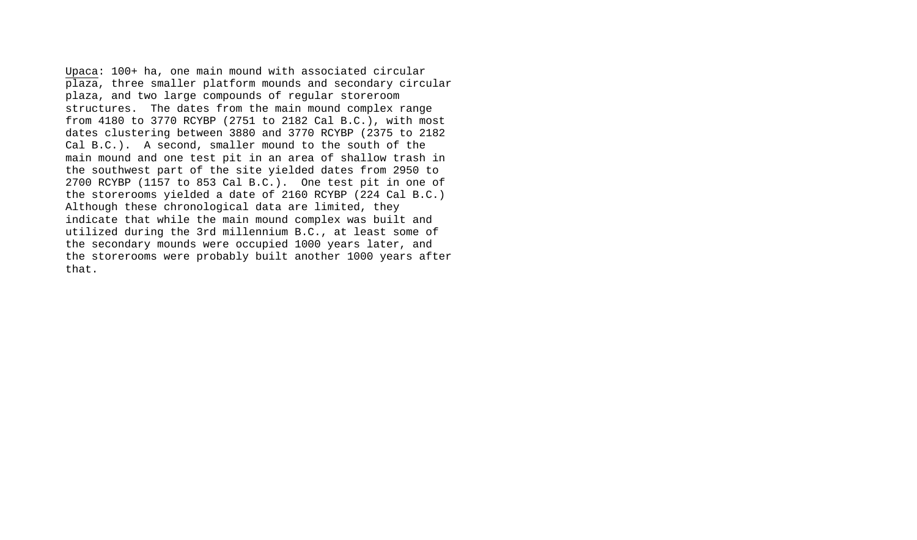Upaca: 100+ ha, one main mound with associated circular plaza, three smaller platform mounds and secondary circular plaza, and two large compounds of regular storeroom structures. The dates from the main mound complex range from 4180 to 3770 RCYBP (2751 to 2182 Cal B.C.), with most dates clustering between 3880 and 3770 RCYBP (2375 to 2182 Cal B.C.). A second, smaller mound to the south of the main mound and one test pit in an area of shallow trash in the southwest part of the site yielded dates from 2950 to 2700 RCYBP (1157 to 853 Cal B.C.). One test pit in one of the storerooms yielded a date of 2160 RCYBP (224 Cal B.C.) Although these chronological data are limited, they indicate that while the main mound complex was built and utilized during the 3rd millennium B.C., at least some of the secondary mounds were occupied 1000 years later, and the storerooms were probably built another 1000 years after that.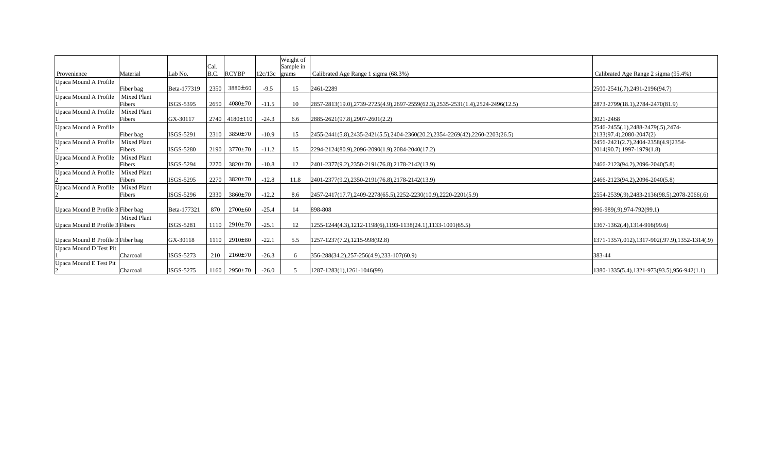| Provenience | Material | Lab No. | Cal. B.C. | RCYBP | 12c/13c | Weight of Sample in grams | Calibrated Age Range 1 sigma (68.3%) | Calibrated Age Range 2 sigma (95.4%) |
|---|---|---|---|---|---|---|---|---|
| Upaca Mound A Profile 1 | Fiber bag | Beta-177319 | 2350 | 3880±60 | -9.5 | 15 | 2461-2289 | 2500-2541(.7),2491-2196(94.7) |
| Upaca Mound A Profile 1 | Mixed Plant Fibers | ISGS-5395 | 2650 | 4080±70 | -11.5 | 10 | 2857-2813(19.0),2739-2725(4.9),2697-2559(62.3),2535-2531(1.4),2524-2496(12.5) | 2873-2799(18.1),2784-2470(81.9) |
| Upaca Mound A Profile 1 | Mixed Plant Fibers | GX-30117 | 2740 | 4180±110 | -24.3 | 6.6 | 2885-2621(97.8),2907-2601(2.2) | 3021-2468 |
| Upaca Mound A Profile 1 | Fiber bag | ISGS-5291 | 2310 | 3850±70 | -10.9 | 15 | 2455-2441(5.8),2435-2421(5.5),2404-2360(20.2),2354-2269(42),2260-2203(26.5) | 2546-2455(.1),2488-2479(.5),2474-2133(97.4),2080-2047(2) |
| Upaca Mound A Profile 2 | Mixed Plant Fibers | ISGS-5280 | 2190 | 3770±70 | -11.2 | 15 | 2294-2124(80.9),2096-2090(1.9),2084-2040(17.2) | 2456-2421(2.7),2404-2358(4.9)2354-2014(90.7).1997-1979(1.8) |
| Upaca Mound A Profile 2 | Mixed Plant Fibers | ISGS-5294 | 2270 | 3820±70 | -10.8 | 12 | 2401-2377(9.2),2350-2191(76.8),2178-2142(13.9) | 2466-2123(94.2),2096-2040(5.8) |
| Upaca Mound A Profile 2 | Mixed Plant Fibers | ISGS-5295 | 2270 | 3820±70 | -12.8 | 11.8 | 2401-2377(9.2),2350-2191(76.8),2178-2142(13.9) | 2466-2123(94.2),2096-2040(5.8) |
| Upaca Mound A Profile 2 | Mixed Plant Fibers | ISGS-5296 | 2330 | 3860±70 | -12.2 | 8.6 | 2457-2417(17.7),2409-2278(65.5),2252-2230(10.9),2220-2201(5.9) | 2554-2539(.9),2483-2136(98.5),2078-2066(.6) |
| Upaca Mound B Profile 3 | Fiber bag | Beta-177321 | 870 | 2700±60 | -25.4 | 14 | 898-808 | 996-989(.9),974-792(99.1) |
| Upaca Mound B Profile 3 | Mixed Plant Fibers | ISGS-5281 | 1110 | 2910±70 | -25.1 | 12 | 1255-1244(4.3),1212-1198(6),1193-1138(24.1),1133-1001(65.5) | 1367-1362(.4),1314-916(99.6) |
| Upaca Mound B Profile 3 | Fiber bag | GX-30118 | 1110 | 2910±80 | -22.1 | 5.5 | 1257-1237(7.2),1215-998(92.8) | 1371-1357(.012),1317-902(.97),1352-1314(.9) |
| Upaca Mound D Test Pit 1 | Charcoal | ISGS-5273 | 210 | 2160±70 | -26.3 | 6 | 356-288(34.2),257-256(4.9),233-107(60.9) | 383-44 |
| Upaca Mound E Test Pit 2 | Charcoal | ISGS-5275 | 1160 | 2950±70 | -26.0 | 5 | 1287-1283(1),1261-1046(99) | 1380-1335(5.4),1321-973(93.5),956-942(1.1) |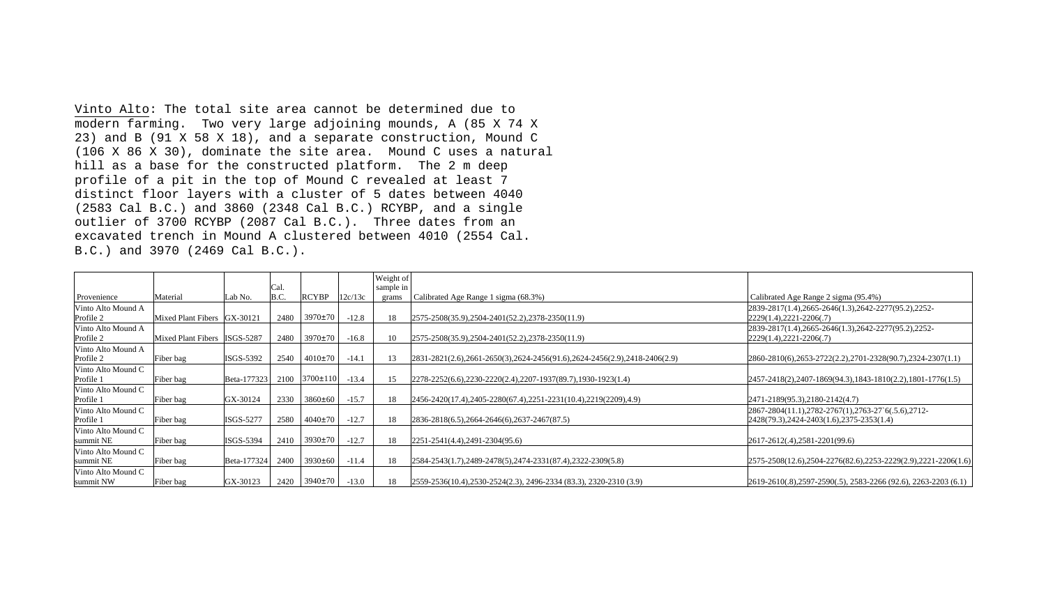<u>Vinto Alto</u>: The total site area cannot be determined due to modern farming. Two very large adjoining mounds, A (85 X 74 X 23) and B (91 X 58 X 18), and a separate construction, Mound C (106 X 86 X 30), dominate the site area. Mound C uses a natural hill as a base for the constructed platform. The 2 m deep profile of a pit in the top of Mound C revealed at least 7 distinct floor layers with a cluster of 5 dates between 4040 (2583 Cal B.C.) and 3860 (2348 Cal B.C.) RCYBP, and a single outlier of 3700 RCYBP (2087 Cal B.C.). Three dates from an excavated trench in Mound A clustered between 4010 (2554 Cal. B.C.) and 3970 (2469 Cal B.C.).

| Provenience | Material | Lab No. | Cal. B.C. | RCYBP | 12c/13c | Weight of sample in grams | Calibrated Age Range 1 sigma (68.3%) | Calibrated Age Range 2 sigma (95.4%) |
|---|---|---|---|---|---|---|---|---|
| Vinto Alto Mound A Profile 2 | Mixed Plant Fibers | GX-30121 | 2480 | 3970±70 | -12.8 | 18 | 2575-2508(35.9),2504-2401(52.2),2378-2350(11.9) | 2839-2817(1.4),2665-2646(1.3),2642-2277(95.2),2252-2229(1.4),2221-2206(.7) |
| Vinto Alto Mound A Profile 2 | Mixed Plant Fibers | ISGS-5287 | 2480 | 3970±70 | -16.8 | 10 | 2575-2508(35.9),2504-2401(52.2),2378-2350(11.9) | 2839-2817(1.4),2665-2646(1.3),2642-2277(95.2),2252-2229(1.4),2221-2206(.7) |
| Vinto Alto Mound A Profile 2 | Fiber bag | ISGS-5392 | 2540 | 4010±70 | -14.1 | 13 | 2831-2821(2.6),2661-2650(3),2624-2456(91.6),2624-2456(2.9),2418-2406(2.9) | 2860-2810(6),2653-2722(2.2),2701-2328(90.7),2324-2307(1.1) |
| Vinto Alto Mound C Profile 1 | Fiber bag | Beta-177323 | 2100 | 3700±110 | -13.4 | 15 | 2278-2252(6.6),2230-2220(2.4),2207-1937(89.7),1930-1923(1.4) | 2457-2418(2),2407-1869(94.3),1843-1810(2.2),1801-1776(1.5) |
| Vinto Alto Mound C Profile 1 | Fiber bag | GX-30124 | 2330 | 3860±60 | -15.7 | 18 | 2456-2420(17.4),2405-2280(67.4),2251-2231(10.4),2219(2209),4.9) | 2471-2189(95.3),2180-2142(4.7) |
| Vinto Alto Mound C Profile 1 | Fiber bag | ISGS-5277 | 2580 | 4040±70 | -12.7 | 18 | 2836-2818(6.5),2664-2646(6),2637-2467(87.5) | 2867-2804(11.1),2782-2767(1),2763-27`6(.5.6),2712-2428(79.3),2424-2403(1.6),2375-2353(1.4) |
| Vinto Alto Mound C summit NE | Fiber bag | ISGS-5394 | 2410 | 3930±70 | -12.7 | 18 | 2251-2541(4.4),2491-2304(95.6) | 2617-2612(.4),2581-2201(99.6) |
| Vinto Alto Mound C summit NE | Fiber bag | Beta-177324 | 2400 | 3930±60 | -11.4 | 18 | 2584-2543(1.7),2489-2478(5),2474-2331(87.4),2322-2309(5.8) | 2575-2508(12.6),2504-2276(82.6),2253-2229(2.9),2221-2206(1.6) |
| Vinto Alto Mound C summit NW | Fiber bag | GX-30123 | 2420 | 3940±70 | -13.0 | 18 | 2559-2536(10.4),2530-2524(2.3), 2496-2334 (83.3), 2320-2310 (3.9) | 2619-2610(.8),2597-2590(.5), 2583-2266 (92.6), 2263-2203 (6.1) |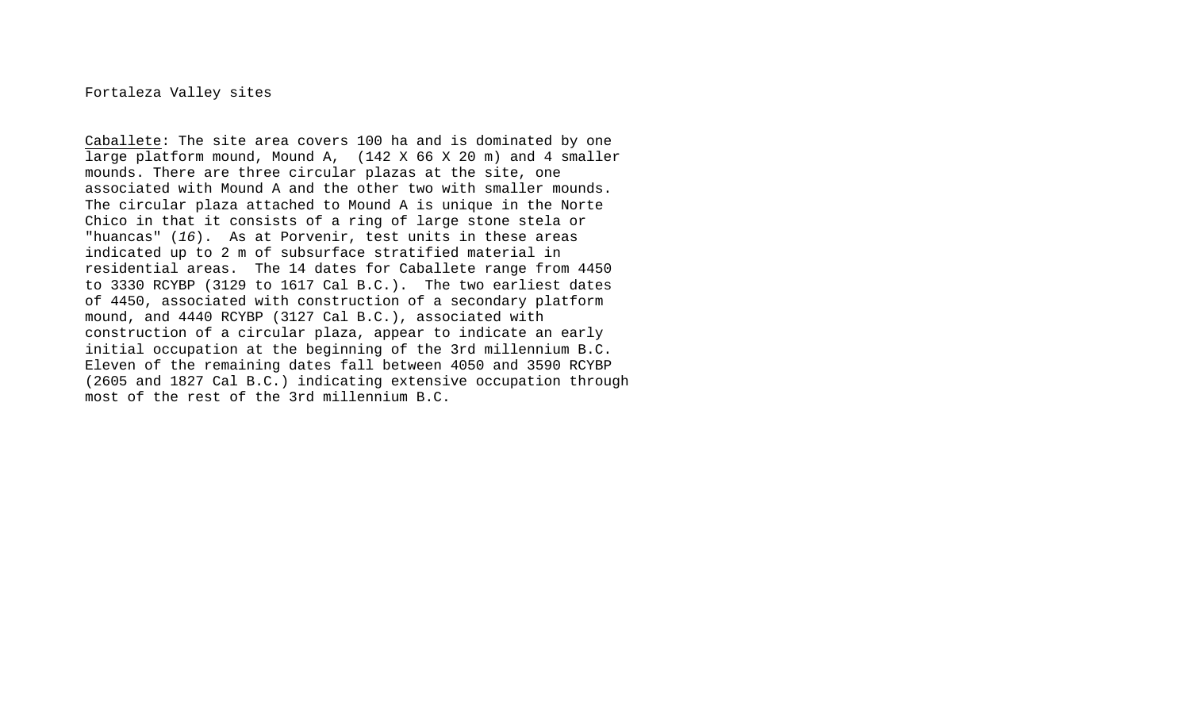Fortaleza Valley sites

Caballete: The site area covers 100 ha and is dominated by one large platform mound, Mound A, (142 X 66 X 20 m) and 4 smaller mounds. There are three circular plazas at the site, one associated with Mound A and the other two with smaller mounds. The circular plaza attached to Mound A is unique in the Norte Chico in that it consists of a ring of large stone stela or "huancas" (*16*). As at Porvenir, test units in these areas indicated up to 2 m of subsurface stratified material in residential areas. The 14 dates for Caballete range from 4450 to 3330 RCYBP (3129 to 1617 Cal B.C.). The two earliest dates of 4450, associated with construction of a secondary platform mound, and 4440 RCYBP (3127 Cal B.C.), associated with construction of a circular plaza, appear to indicate an early initial occupation at the beginning of the 3rd millennium B.C. Eleven of the remaining dates fall between 4050 and 3590 RCYBP (2605 and 1827 Cal B.C.) indicating extensive occupation through most of the rest of the 3rd millennium B.C.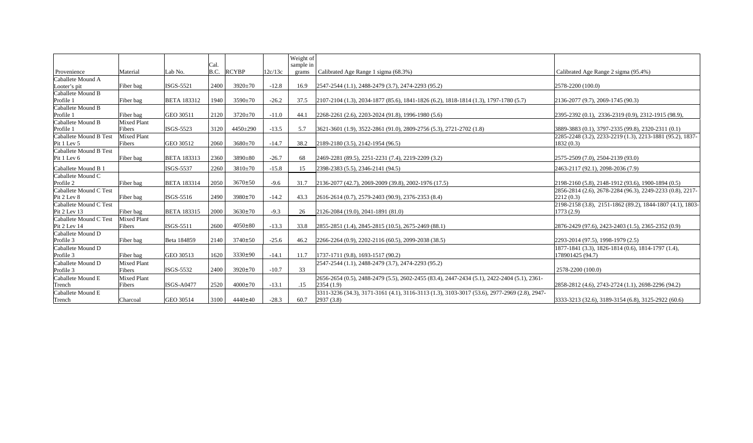| Provenience | Material | Lab No. | Cal. B.C. | RCYBP | 12c/13c | Weight of sample in grams | Calibrated Age Range 1 sigma (68.3%) | Calibrated Age Range 2 sigma (95.4%) |
|---|---|---|---|---|---|---|---|---|
| Caballete Mound A Looter's pit | Fiber bag | ISGS-5521 | 2400 | 3920±70 | -12.8 | 16.9 | 2547-2544 (1.1), 2488-2479 (3.7), 2474-2293 (95.2) | 2578-2200 (100.0) |
| Caballete Mound B Profile 1 | Fiber bag | BETA 183312 | 1940 | 3590±70 | -26.2 | 37.5 | 2107-2104 (1.3), 2034-1877 (85.6), 1841-1826 (6.2), 1818-1814 (1.3), 1797-1780 (5.7) | 2136-2077 (9.7), 2069-1745 (90.3) |
| Caballete Mound B Profile 1 | Fiber bag | GEO 30511 | 2120 | 3720±70 | -11.0 | 44.1 | 2268-2261 (2.6), 2203-2024 (91.8), 1996-1980 (5.6) | 2395-2392 (0.1), 2336-2319 (0.9), 2312-1915 (98.9), |
| Caballete Mound B Profile 1 | Mixed Plant Fibers | ISGS-5523 | 3120 | 4450±290 | -13.5 | 5.7 | 3621-3601 (1.9), 3522-2861 (91.0), 2809-2756 (5.3), 2721-2702 (1.8) | 3889-3883 (0.1), 3797-2335 (99.8), 2320-2311 (0.1) |
| Caballete Mound B Test Pit 1 Lev 5 | Mixed Plant Fibers | GEO 30512 | 2060 | 3680±70 | -14.7 | 38.2 | 2189-2180 (3.5), 2142-1954 (96.5) | 2285-2248 (3.2), 2233-2219 (1.3), 2213-1881 (95.2), 1837-1832 (0.3) |
| Caballete Mound B Test Pit 1 Lev 6 | Fiber bag | BETA 183313 | 2360 | 3890±80 | -26.7 | 68 | 2469-2281 (89.5), 2251-2231 (7.4), 2219-2209 (3.2) | 2575-2509 (7.0), 2504-2139 (93.0) |
| Caballete Mound B 1 | | ISGS-5537 | 2260 | 3810±70 | -15.8 | 15 | 2398-2383 (5.5), 2346-2141 (94.5) | 2463-2117 (92.1), 2098-2036 (7.9) |
| Caballete Mound C Profile 2 | Fiber bag | BETA 183314 | 2050 | 3670±50 | -9.6 | 31.7 | 2136-2077 (42.7), 2069-2009 (39.8), 2002-1976 (17.5) | 2198-2160 (5.8), 2148-1912 (93.6), 1900-1894 (0.5) |
| Caballete Mound C Test Pit 2 Lev 8 | Fiber bag | ISGS-5516 | 2490 | 3980±70 | -14.2 | 43.3 | 2616-2614 (0.7), 2579-2403 (90.9), 2376-2353 (8.4) | 2856-2814 (2.6), 2678-2284 (96.3), 2249-2233 (0.8), 2217-2212 (0.3) |
| Caballete Mound C Test Pit 2 Lev 13 | Fiber bag | BETA 183315 | 2000 | 3630±70 | -9.3 | 26 | 2126-2084 (19.0), 2041-1891 (81.0) | 2198-2158 (3.8), 2151-1862 (89.2), 1844-1807 (4.1), 1803-1773 (2.9) |
| Caballete Mound C Test Pit 2 Lev 14 | Mixed Plant Fibers | ISGS-5511 | 2600 | 4050±80 | -13.3 | 33.8 | 2855-2851 (1.4), 2845-2815 (10.5), 2675-2469 (88.1) | 2876-2429 (97.6), 2423-2403 (1.5), 2365-2352 (0.9) |
| Caballete Mound D Profile 3 | Fiber bag | Beta 184859 | 2140 | 3740±50 | -25.6 | 46.2 | 2266-2264 (0.9), 2202-2116 (60.5), 2099-2038 (38.5) | 2293-2014 (97.5), 1998-1979 (2.5) |
| Caballete Mound D Profile 3 | Fiber bag | GEO 30513 | 1620 | 3330±90 | -14.1 | 11.7 | 1737-1711 (9.8), 1693-1517 (90.2) | 1877-1841 (3.3), 1826-1814 (0.6), 1814-1797 (1.4), 178901425 (94.7) |
| Caballete Mound D Profile 3 | Mixed Plant Fibers | ISGS-5532 | 2400 | 3920±70 | -10.7 | 33 | 2547-2544 (1.1), 2488-2479 (3.7), 2474-2293 (95.2) | 2578-2200 (100.0) |
| Caballete Mound E Trench | Mixed Plant Fibers | ISGS-A0477 | 2520 | 4000±70 | -13.1 | .15 | 2656-2654 (0.5), 2488-2479 (5.5), 2602-2455 (83.4), 2447-2434 (5.1), 2422-2404 (5.1), 2361-2354 (1.9) | 2858-2812 (4.6), 2743-2724 (1.1), 2698-2296 (94.2) |
| Caballete Mound E Trench | Charcoal | GEO 30514 | 3100 | 4440±40 | -28.3 | 60.7 | 3311-3236 (34.3), 3171-3161 (4.1), 3116-3113 (1.3), 3103-3017 (53.6), 2977-2969 (2.8), 2947-2937 (3.8) | 3333-3213 (32.6), 3189-3154 (6.8), 3125-2922 (60.6) |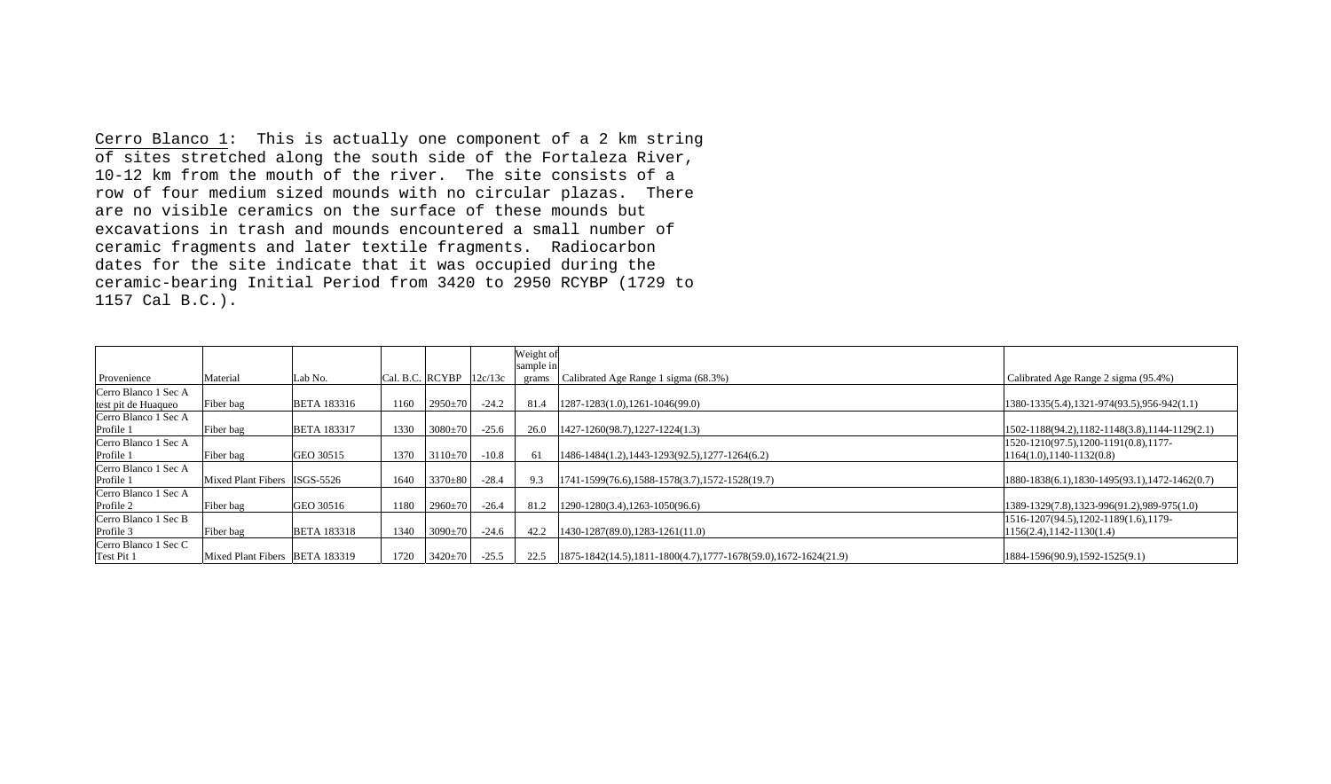Cerro Blanco 1:  This is actually one component of a 2 km string of sites stretched along the south side of the Fortaleza River, 10-12 km from the mouth of the river.  The site consists of a row of four medium sized mounds with no circular plazas.  There are no visible ceramics on the surface of these mounds but excavations in trash and mounds encountered a small number of ceramic fragments and later textile fragments.  Radiocarbon dates for the site indicate that it was occupied during the ceramic-bearing Initial Period from 3420 to 2950 RCYBP (1729 to 1157 Cal B.C.).

| Provenience | Material | Lab No. | Cal. B.C. | RCYBP | 12c/13c | Weight of sample in grams | Calibrated Age Range 1 sigma (68.3%) | Calibrated Age Range 2 sigma (95.4%) |
|---|---|---|---|---|---|---|---|---|
| Cerro Blanco 1 Sec A test pit de Huaqueo | Fiber bag | BETA 183316 | 1160 | 2950±70 | -24.2 | 81.4 | 1287-1283(1.0),1261-1046(99.0) | 1380-1335(5.4),1321-974(93.5),956-942(1.1) |
| Cerro Blanco 1 Sec A Profile 1 | Fiber bag | BETA 183317 | 1330 | 3080±70 | -25.6 | 26.0 | 1427-1260(98.7),1227-1224(1.3) | 1502-1188(94.2),1182-1148(3.8),1144-1129(2.1) |
| Cerro Blanco 1 Sec A Profile 1 | Fiber bag | GEO 30515 | 1370 | 3110±70 | -10.8 | 61 | 1486-1484(1.2),1443-1293(92.5),1277-1264(6.2) | 1520-1210(97.5),1200-1191(0.8),1177-1164(1.0),1140-1132(0.8) |
| Cerro Blanco 1 Sec A Profile 1 | Mixed Plant Fibers | ISGS-5526 | 1640 | 3370±80 | -28.4 | 9.3 | 1741-1599(76.6),1588-1578(3.7),1572-1528(19.7) | 1880-1838(6.1),1830-1495(93.1),1472-1462(0.7) |
| Cerro Blanco 1 Sec A Profile 2 | Fiber bag | GEO 30516 | 1180 | 2960±70 | -26.4 | 81.2 | 1290-1280(3.4),1263-1050(96.6) | 1389-1329(7.8),1323-996(91.2),989-975(1.0) |
| Cerro Blanco 1 Sec B Profile 3 | Fiber bag | BETA 183318 | 1340 | 3090±70 | -24.6 | 42.2 | 1430-1287(89.0),1283-1261(11.0) | 1516-1207(94.5),1202-1189(1.6),1179-1156(2.4),1142-1130(1.4) |
| Cerro Blanco 1 Sec C Test Pit 1 | Mixed Plant Fibers | BETA 183319 | 1720 | 3420±70 | -25.5 | 22.5 | 1875-1842(14.5),1811-1800(4.7),1777-1678(59.0),1672-1624(21.9) | 1884-1596(90.9),1592-1525(9.1) |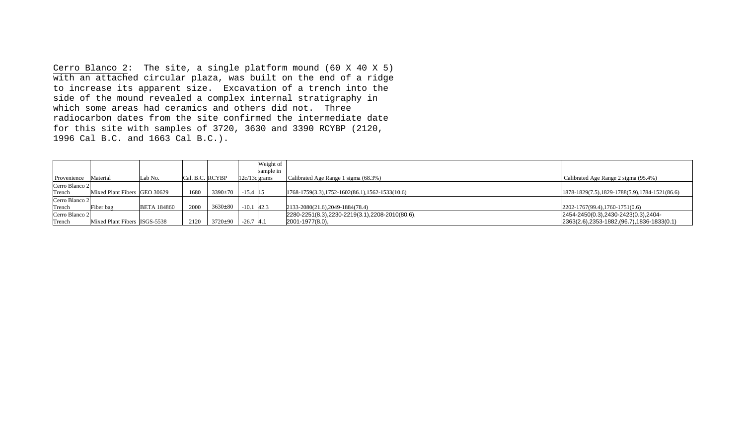Cerro Blanco 2: The site, a single platform mound (60 X 40 X 5) with an attached circular plaza, was built on the end of a ridge to increase its apparent size. Excavation of a trench into the side of the mound revealed a complex internal stratigraphy in which some areas had ceramics and others did not. Three radiocarbon dates from the site confirmed the intermediate date for this site with samples of 3720, 3630 and 3390 RCYBP (2120, 1996 Cal B.C. and 1663 Cal B.C.).

| Provenience | Material | Lab No. | Cal. B.C. | RCYBP | 12c/13c | Weight of sample in grams | Calibrated Age Range 1 sigma (68.3%) | Calibrated Age Range 2 sigma (95.4%) |
|---|---|---|---|---|---|---|---|---|
| Cerro Blanco 2 Trench | Mixed Plant Fibers | GEO 30629 | 1680 | 3390±70 | -15.4 | 15 | 1768-1759(3.3),1752-1602(86.1),1562-1533(10.6) | 1878-1829(7.5),1829-1788(5.9),1784-1521(86.6) |
| Cerro Blanco 2 Trench | Fiber bag | BETA 184860 | 2000 | 3630±80 | -10.1 | 42.3 | 2133-2080(21.6),2049-1884(78.4) | 2202-1767(99.4),1760-1751(0.6) |
| Cerro Blanco 2 Trench | Mixed Plant Fibers | ISGS-5538 | 2120 | 3720±90 | -26.7 | 4.1 | 2280-2251(8.3),2230-2219(3.1),2208-2010(80.6), 2001-1977(8.0), | 2454-2450(0.3),2430-2423(0.3),2404-2363(2.6),2353-1882,(96.7),1836-1833(0.1) |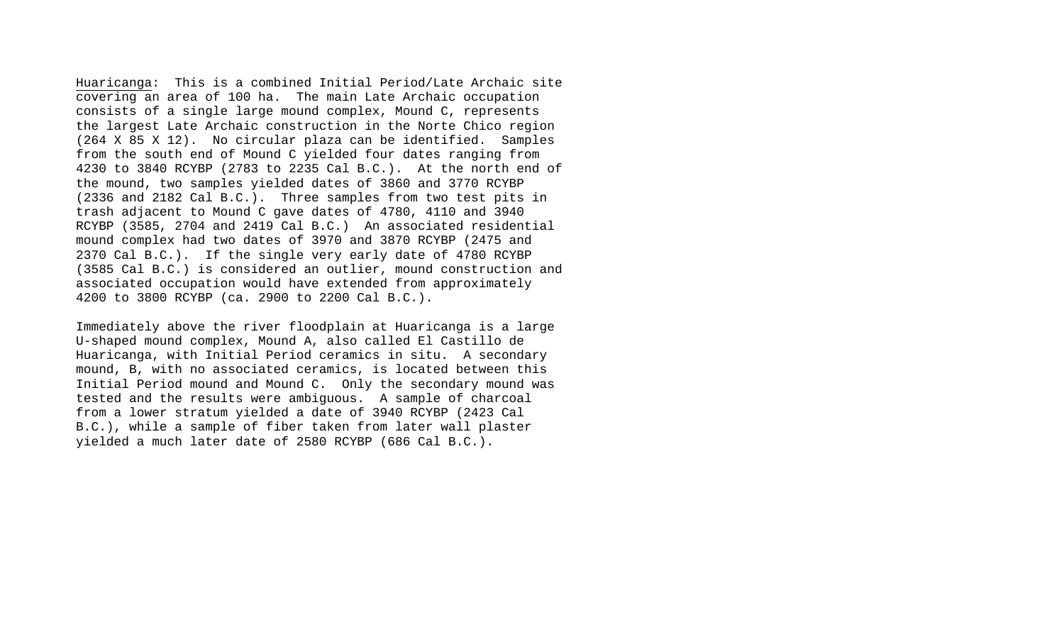<u>Huaricanga</u>: This is a combined Initial Period/Late Archaic site covering an area of 100 ha. The main Late Archaic occupation consists of a single large mound complex, Mound C, represents the largest Late Archaic construction in the Norte Chico region (264 X 85 X 12). No circular plaza can be identified. Samples from the south end of Mound C yielded four dates ranging from 4230 to 3840 RCYBP (2783 to 2235 Cal B.C.). At the north end of the mound, two samples yielded dates of 3860 and 3770 RCYBP (2336 and 2182 Cal B.C.). Three samples from two test pits in trash adjacent to Mound C gave dates of 4780, 4110 and 3940 RCYBP (3585, 2704 and 2419 Cal B.C.) An associated residential mound complex had two dates of 3970 and 3870 RCYBP (2475 and 2370 Cal B.C.). If the single very early date of 4780 RCYBP (3585 Cal B.C.) is considered an outlier, mound construction and associated occupation would have extended from approximately 4200 to 3800 RCYBP (ca. 2900 to 2200 Cal B.C.).

Immediately above the river floodplain at Huaricanga is a large U-shaped mound complex, Mound A, also called El Castillo de Huaricanga, with Initial Period ceramics in situ. A secondary mound, B, with no associated ceramics, is located between this Initial Period mound and Mound C. Only the secondary mound was tested and the results were ambiguous. A sample of charcoal from a lower stratum yielded a date of 3940 RCYBP (2423 Cal B.C.), while a sample of fiber taken from later wall plaster yielded a much later date of 2580 RCYBP (686 Cal B.C.).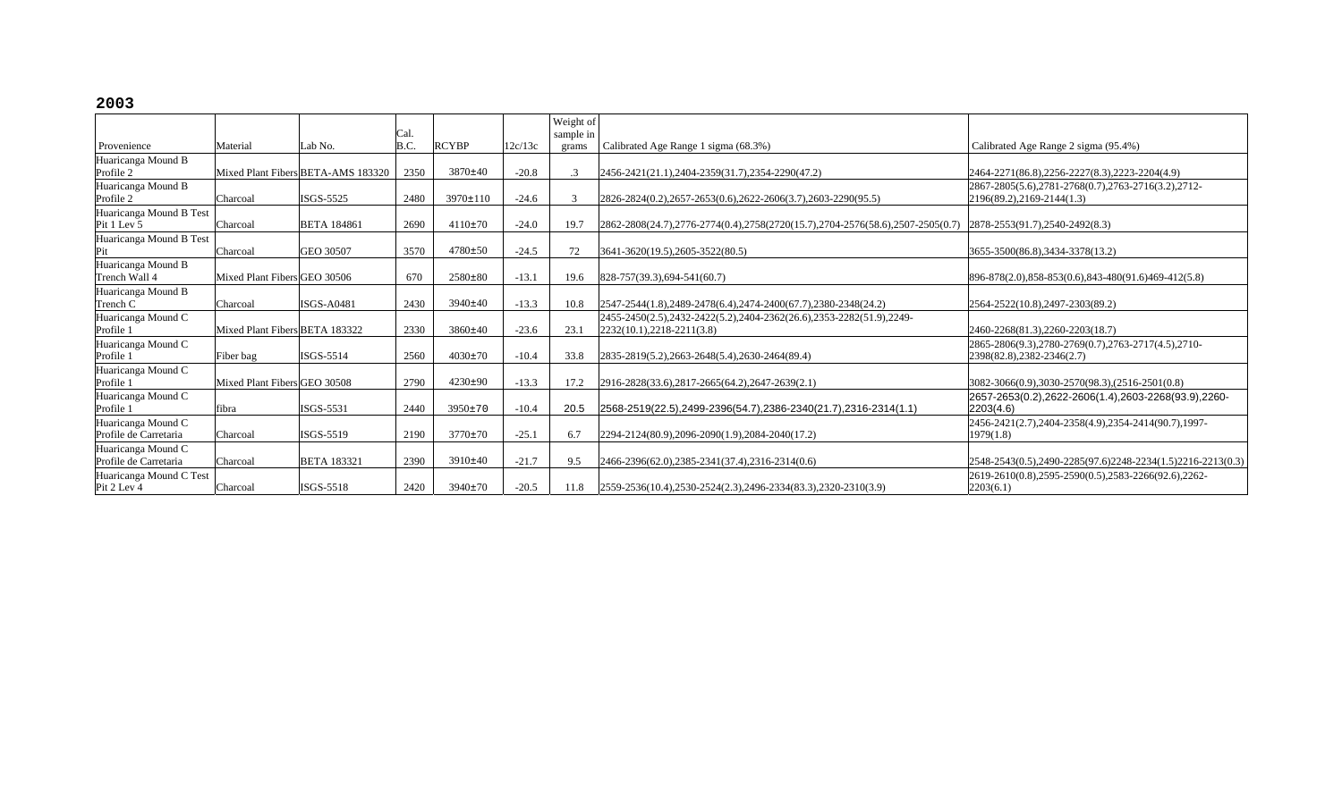**2003**

| Provenience | Material | Lab No. | Cal. B.C. | RCYBP | 12c/13c | Weight of sample in grams | Calibrated Age Range 1 sigma (68.3%) | Calibrated Age Range 2 sigma (95.4%) |
|---|---|---|---|---|---|---|---|---|
| Huaricanga Mound B Profile 2 | Mixed Plant Fibers | BETA-AMS 183320 | 2350 | 3870±40 | -20.8 | .3 | 2456-2421(21.1),2404-2359(31.7),2354-2290(47.2) | 2464-2271(86.8),2256-2227(8.3),2223-2204(4.9) |
| Huaricanga Mound B Profile 2 | Charcoal | ISGS-5525 | 2480 | 3970±110 | -24.6 | 3 | 2826-2824(0.2),2657-2653(0.6),2622-2606(3.7),2603-2290(95.5) | 2867-2805(5.6),2781-2768(0.7),2763-2716(3.2),2712-2196(89.2),2169-2144(1.3) |
| Huaricanga Mound B Test Pit 1 Lev 5 | Charcoal | BETA 184861 | 2690 | 4110±70 | -24.0 | 19.7 | 2862-2808(24.7),2776-2774(0.4),2758(2720(15.7),2704-2576(58.6),2507-2505(0.7) | 2878-2553(91.7),2540-2492(8.3) |
| Huaricanga Mound B Test Pit | Charcoal | GEO 30507 | 3570 | 4780±50 | -24.5 | 72 | 3641-3620(19.5),2605-3522(80.5) | 3655-3500(86.8),3434-3378(13.2) |
| Huaricanga Mound B Trench Wall 4 | Mixed Plant Fibers | GEO 30506 | 670 | 2580±80 | -13.1 | 19.6 | 828-757(39.3),694-541(60.7) | 896-878(2.0),858-853(0.6),843-480(91.6)469-412(5.8) |
| Huaricanga Mound B Trench C | Charcoal | ISGS-A0481 | 2430 | 3940±40 | -13.3 | 10.8 | 2547-2544(1.8),2489-2478(6.4),2474-2400(67.7),2380-2348(24.2) | 2564-2522(10.8),2497-2303(89.2) |
| Huaricanga Mound C Profile 1 | Mixed Plant Fibers | BETA 183322 | 2330 | 3860±40 | -23.6 | 23.1 | 2455-2450(2.5),2432-2422(5.2),2404-2362(26.6),2353-2282(51.9),2249-2232(10.1),2218-2211(3.8) | 2460-2268(81.3),2260-2203(18.7) |
| Huaricanga Mound C Profile 1 | Fiber bag | ISGS-5514 | 2560 | 4030±70 | -10.4 | 33.8 | 2835-2819(5.2),2663-2648(5.4),2630-2464(89.4) | 2865-2806(9.3),2780-2769(0.7),2763-2717(4.5),2710-2398(82.8),2382-2346(2.7) |
| Huaricanga Mound C Profile 1 | Mixed Plant Fibers | GEO 30508 | 2790 | 4230±90 | -13.3 | 17.2 | 2916-2828(33.6),2817-2665(64.2),2647-2639(2.1) | 3082-3066(0.9),3030-2570(98.3),(2516-2501(0.8) |
| Huaricanga Mound C Profile 1 | fibra | ISGS-5531 | 2440 | 3950±70 | -10.4 | 20.5 | 2568-2519(22.5),2499-2396(54.7),2386-2340(21.7),2316-2314(1.1) | 2657-2653(0.2),2622-2606(1.4),2603-2268(93.9),2260-2203(4.6) |
| Huaricanga Mound C Profile de Carretaria | Charcoal | ISGS-5519 | 2190 | 3770±70 | -25.1 | 6.7 | 2294-2124(80.9),2096-2090(1.9),2084-2040(17.2) | 2456-2421(2.7),2404-2358(4.9),2354-2414(90.7),1997-1979(1.8) |
| Huaricanga Mound C Profile de Carretaria | Charcoal | BETA 183321 | 2390 | 3910±40 | -21.7 | 9.5 | 2466-2396(62.0),2385-2341(37.4),2316-2314(0.6) | 2548-2543(0.5),2490-2285(97.6)2248-2234(1.5)2216-2213(0.3) |
| Huaricanga Mound C Test Pit 2 Lev 4 | Charcoal | ISGS-5518 | 2420 | 3940±70 | -20.5 | 11.8 | 2559-2536(10.4),2530-2524(2.3),2496-2334(83.3),2320-2310(3.9) | 2619-2610(0.8),2595-2590(0.5),2583-2266(92.6),2262-2203(6.1) |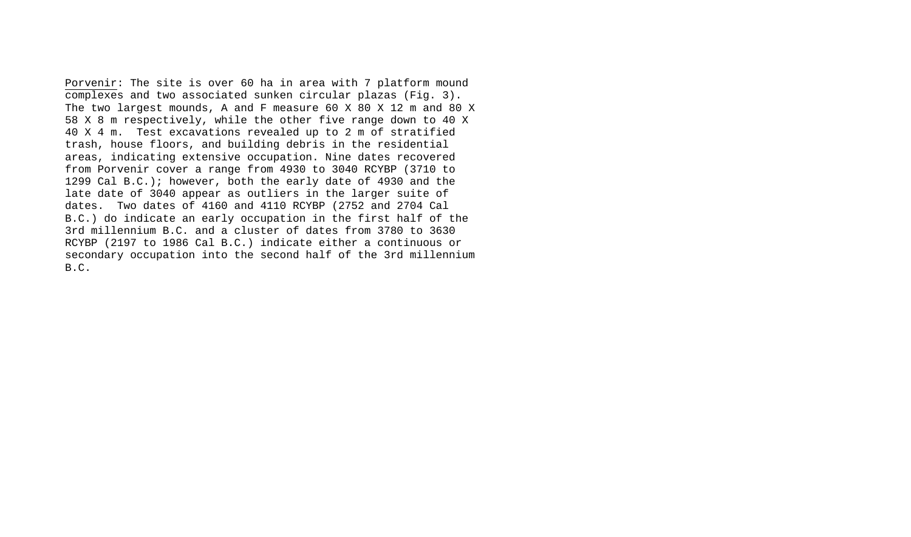Porvenir: The site is over 60 ha in area with 7 platform mound complexes and two associated sunken circular plazas (Fig. 3). The two largest mounds, A and F measure 60 X 80 X 12 m and 80 X 58 X 8 m respectively, while the other five range down to 40 X 40 X 4 m. Test excavations revealed up to 2 m of stratified trash, house floors, and building debris in the residential areas, indicating extensive occupation. Nine dates recovered from Porvenir cover a range from 4930 to 3040 RCYBP (3710 to 1299 Cal B.C.); however, both the early date of 4930 and the late date of 3040 appear as outliers in the larger suite of dates. Two dates of 4160 and 4110 RCYBP (2752 and 2704 Cal B.C.) do indicate an early occupation in the first half of the 3rd millennium B.C. and a cluster of dates from 3780 to 3630 RCYBP (2197 to 1986 Cal B.C.) indicate either a continuous or secondary occupation into the second half of the 3rd millennium B.C.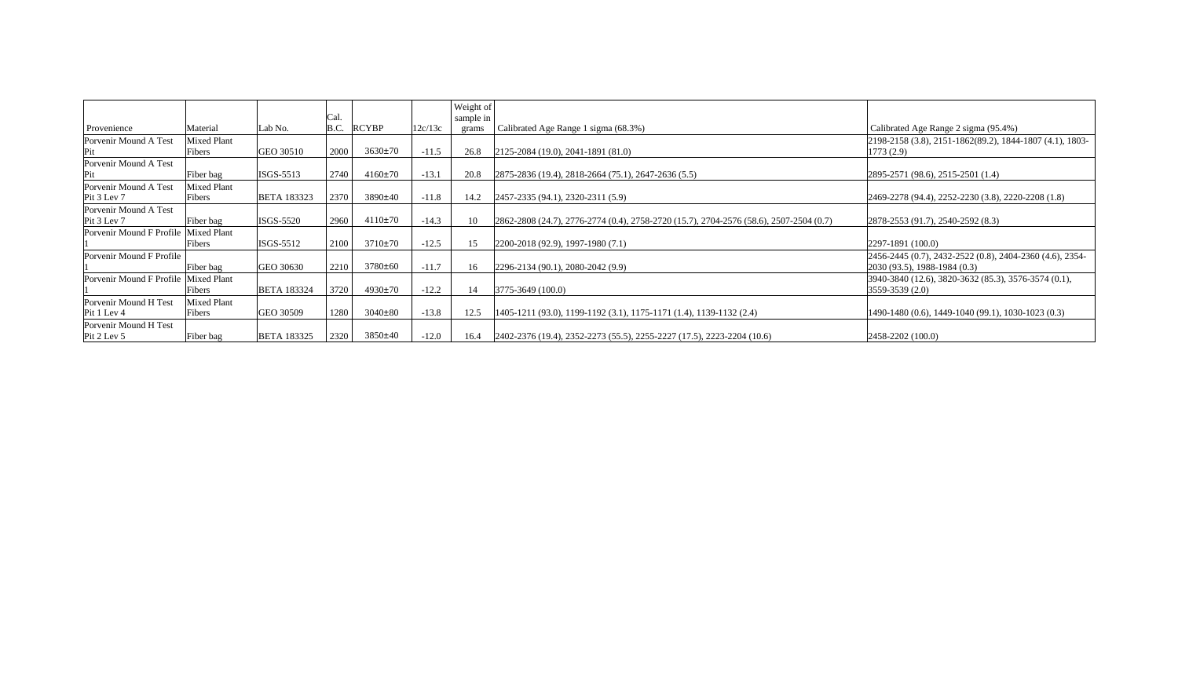| Provenience | Material | Lab No. | Cal. B.C. | RCYBP | 12c/13c | Weight of sample in grams | Calibrated Age Range 1 sigma (68.3%) | Calibrated Age Range 2 sigma (95.4%) |
|---|---|---|---|---|---|---|---|---|
| Porvenir Mound A Test Pit | Mixed Plant Fibers | GEO 30510 | 2000 | 3630±70 | -11.5 | 26.8 | 2125-2084 (19.0), 2041-1891 (81.0) | 2198-2158 (3.8), 2151-1862(89.2), 1844-1807 (4.1), 1803-1773 (2.9) |
| Porvenir Mound A Test Pit | Fiber bag | ISGS-5513 | 2740 | 4160±70 | -13.1 | 20.8 | 2875-2836 (19.4), 2818-2664 (75.1), 2647-2636 (5.5) | 2895-2571 (98.6), 2515-2501 (1.4) |
| Porvenir Mound A Test Pit 3 Lev 7 | Mixed Plant Fibers | BETA 183323 | 2370 | 3890±40 | -11.8 | 14.2 | 2457-2335 (94.1), 2320-2311 (5.9) | 2469-2278 (94.4), 2252-2230 (3.8), 2220-2208 (1.8) |
| Porvenir Mound A Test Pit 3 Lev 7 | Fiber bag | ISGS-5520 | 2960 | 4110±70 | -14.3 | 10 | 2862-2808 (24.7), 2776-2774 (0.4), 2758-2720 (15.7), 2704-2576 (58.6), 2507-2504 (0.7) | 2878-2553 (91.7), 2540-2592 (8.3) |
| Porvenir Mound F Profile 1 | Mixed Plant Fibers | ISGS-5512 | 2100 | 3710±70 | -12.5 | 15 | 2200-2018 (92.9), 1997-1980 (7.1) | 2297-1891 (100.0) |
| Porvenir Mound F Profile 1 | Fiber bag | GEO 30630 | 2210 | 3780±60 | -11.7 | 16 | 2296-2134 (90.1), 2080-2042 (9.9) | 2456-2445 (0.7), 2432-2522 (0.8), 2404-2360 (4.6), 2354-2030 (93.5), 1988-1984 (0.3) |
| Porvenir Mound F Profile 1 | Mixed Plant Fibers | BETA 183324 | 3720 | 4930±70 | -12.2 | 14 | 3775-3649 (100.0) | 3940-3840 (12.6), 3820-3632 (85.3), 3576-3574 (0.1), 3559-3539 (2.0) |
| Porvenir Mound H Test Pit 1 Lev 4 | Mixed Plant Fibers | GEO 30509 | 1280 | 3040±80 | -13.8 | 12.5 | 1405-1211 (93.0), 1199-1192 (3.1), 1175-1171 (1.4), 1139-1132 (2.4) | 1490-1480 (0.6), 1449-1040 (99.1), 1030-1023 (0.3) |
| Porvenir Mound H Test Pit 2 Lev 5 | Fiber bag | BETA 183325 | 2320 | 3850±40 | -12.0 | 16.4 | 2402-2376 (19.4), 2352-2273 (55.5), 2255-2227 (17.5), 2223-2204 (10.6) | 2458-2202 (100.0) |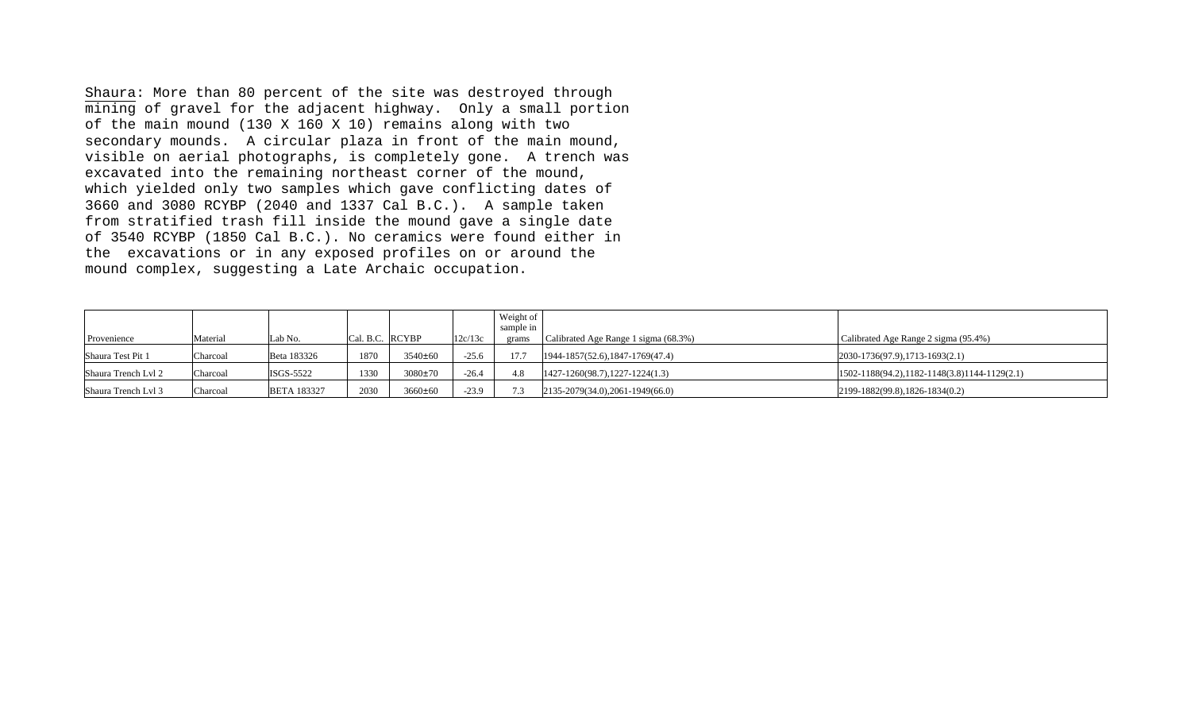Shaura: More than 80 percent of the site was destroyed through mining of gravel for the adjacent highway. Only a small portion of the main mound (130 X 160 X 10) remains along with two secondary mounds. A circular plaza in front of the main mound, visible on aerial photographs, is completely gone. A trench was excavated into the remaining northeast corner of the mound, which yielded only two samples which gave conflicting dates of 3660 and 3080 RCYBP (2040 and 1337 Cal B.C.). A sample taken from stratified trash fill inside the mound gave a single date of 3540 RCYBP (1850 Cal B.C.). No ceramics were found either in the excavations or in any exposed profiles on or around the mound complex, suggesting a Late Archaic occupation.

| Provenience | Material | Lab No. | Cal. B.C. | RCYBP | 12c/13c | Weight of sample in grams | Calibrated Age Range 1 sigma (68.3%) | Calibrated Age Range 2 sigma (95.4%) |
|---|---|---|---|---|---|---|---|---|
| Shaura Test Pit 1 | Charcoal | Beta 183326 | 1870 | 3540±60 | -25.6 | 17.7 | 1944-1857(52.6),1847-1769(47.4) | 2030-1736(97.9),1713-1693(2.1) |
| Shaura Trench Lvl 2 | Charcoal | ISGS-5522 | 1330 | 3080±70 | -26.4 | 4.8 | 1427-1260(98.7),1227-1224(1.3) | 1502-1188(94.2),1182-1148(3.8)1144-1129(2.1) |
| Shaura Trench Lvl 3 | Charcoal | BETA 183327 | 2030 | 3660±60 | -23.9 | 7.3 | 2135-2079(34.0),2061-1949(66.0) | 2199-1882(99.8),1826-1834(0.2) |